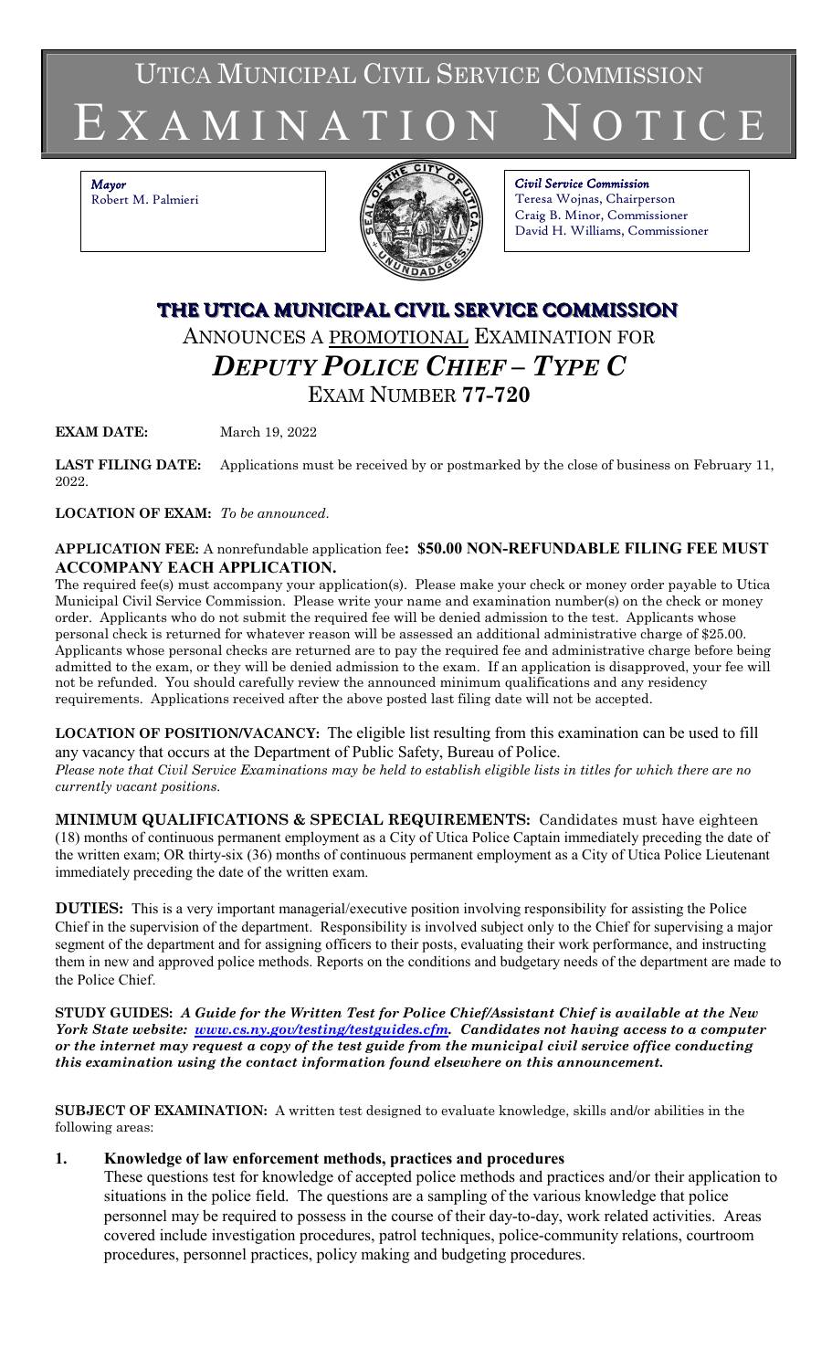# UTICA MUNICIPAL CIVIL SERVICE COMMISSION
# EXAMINATION NOTICE

*Mayor*
Robert M. Palmieri

*Civil Service Commission*
Teresa Wojnas, Chairperson
Craig B. Minor, Commissioner
David H. Williams, Commissioner

## THE UTICA MUNICIPAL CIVIL SERVICE COMMISSION

ANNOUNCES A PROMOTIONAL EXAMINATION FOR

## *DEPUTY POLICE CHIEF – TYPE C*

EXAM NUMBER **77-720**

**EXAM DATE:** March 19, 2022

**LAST FILING DATE:** Applications must be received by or postmarked by the close of business on February 11, 2022.

**LOCATION OF EXAM:** *To be announced.*

**APPLICATION FEE:** A nonrefundable application fee**: $50.00 NON-REFUNDABLE FILING FEE MUST ACCOMPANY EACH APPLICATION.**

The required fee(s) must accompany your application(s). Please make your check or money order payable to Utica Municipal Civil Service Commission. Please write your name and examination number(s) on the check or money order. Applicants who do not submit the required fee will be denied admission to the test. Applicants whose personal check is returned for whatever reason will be assessed an additional administrative charge of $25.00. Applicants whose personal checks are returned are to pay the required fee and administrative charge before being admitted to the exam, or they will be denied admission to the exam. If an application is disapproved, your fee will not be refunded. You should carefully review the announced minimum qualifications and any residency requirements. Applications received after the above posted last filing date will not be accepted.

**LOCATION OF POSITION/VACANCY:** The eligible list resulting from this examination can be used to fill any vacancy that occurs at the Department of Public Safety, Bureau of Police.
*Please note that Civil Service Examinations may be held to establish eligible lists in titles for which there are no currently vacant positions.*

**MINIMUM QUALIFICATIONS & SPECIAL REQUIREMENTS:** Candidates must have eighteen (18) months of continuous permanent employment as a City of Utica Police Captain immediately preceding the date of the written exam; OR thirty-six (36) months of continuous permanent employment as a City of Utica Police Lieutenant immediately preceding the date of the written exam.

**DUTIES:** This is a very important managerial/executive position involving responsibility for assisting the Police Chief in the supervision of the department. Responsibility is involved subject only to the Chief for supervising a major segment of the department and for assigning officers to their posts, evaluating their work performance, and instructing them in new and approved police methods. Reports on the conditions and budgetary needs of the department are made to the Police Chief.

**STUDY GUIDES:** ***A Guide for the Written Test for Police Chief/Assistant Chief is available at the New York State website: www.cs.ny.gov/testing/testguides.cfm. Candidates not having access to a computer or the internet may request a copy of the test guide from the municipal civil service office conducting this examination using the contact information found elsewhere on this announcement.***

**SUBJECT OF EXAMINATION:** A written test designed to evaluate knowledge, skills and/or abilities in the following areas:

1. **Knowledge of law enforcement methods, practices and procedures**
   These questions test for knowledge of accepted police methods and practices and/or their application to situations in the police field. The questions are a sampling of the various knowledge that police personnel may be required to possess in the course of their day-to-day, work related activities. Areas covered include investigation procedures, patrol techniques, police-community relations, courtroom procedures, personnel practices, policy making and budgeting procedures.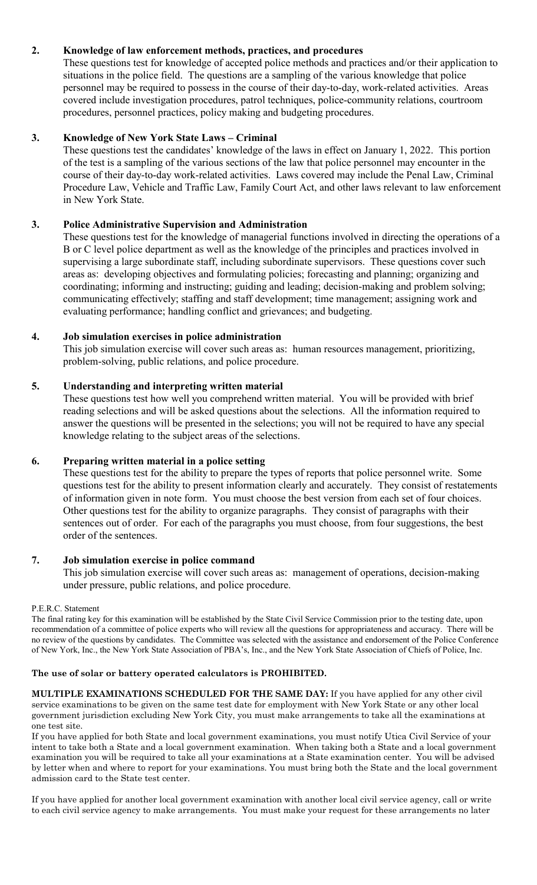**2. Knowledge of law enforcement methods, practices, and procedures**

These questions test for knowledge of accepted police methods and practices and/or their application to situations in the police field. The questions are a sampling of the various knowledge that police personnel may be required to possess in the course of their day-to-day, work-related activities. Areas covered include investigation procedures, patrol techniques, police-community relations, courtroom procedures, personnel practices, policy making and budgeting procedures.

**3. Knowledge of New York State Laws – Criminal**

These questions test the candidates' knowledge of the laws in effect on January 1, 2022. This portion of the test is a sampling of the various sections of the law that police personnel may encounter in the course of their day-to-day work-related activities. Laws covered may include the Penal Law, Criminal Procedure Law, Vehicle and Traffic Law, Family Court Act, and other laws relevant to law enforcement in New York State.

**3. Police Administrative Supervision and Administration**

These questions test for the knowledge of managerial functions involved in directing the operations of a B or C level police department as well as the knowledge of the principles and practices involved in supervising a large subordinate staff, including subordinate supervisors. These questions cover such areas as: developing objectives and formulating policies; forecasting and planning; organizing and coordinating; informing and instructing; guiding and leading; decision-making and problem solving; communicating effectively; staffing and staff development; time management; assigning work and evaluating performance; handling conflict and grievances; and budgeting.

**4. Job simulation exercises in police administration**

This job simulation exercise will cover such areas as: human resources management, prioritizing, problem-solving, public relations, and police procedure.

**5. Understanding and interpreting written material**

These questions test how well you comprehend written material. You will be provided with brief reading selections and will be asked questions about the selections. All the information required to answer the questions will be presented in the selections; you will not be required to have any special knowledge relating to the subject areas of the selections.

**6. Preparing written material in a police setting**

These questions test for the ability to prepare the types of reports that police personnel write. Some questions test for the ability to present information clearly and accurately. They consist of restatements of information given in note form. You must choose the best version from each set of four choices. Other questions test for the ability to organize paragraphs. They consist of paragraphs with their sentences out of order. For each of the paragraphs you must choose, from four suggestions, the best order of the sentences.

**7. Job simulation exercise in police command**

This job simulation exercise will cover such areas as: management of operations, decision-making under pressure, public relations, and police procedure.

P.E.R.C. Statement

The final rating key for this examination will be established by the State Civil Service Commission prior to the testing date, upon recommendation of a committee of police experts who will review all the questions for appropriateness and accuracy. There will be no review of the questions by candidates. The Committee was selected with the assistance and endorsement of the Police Conference of New York, Inc., the New York State Association of PBA's, Inc., and the New York State Association of Chiefs of Police, Inc.

**The use of solar or battery operated calculators is PROHIBITED.**

**MULTIPLE EXAMINATIONS SCHEDULED FOR THE SAME DAY:** If you have applied for any other civil service examinations to be given on the same test date for employment with New York State or any other local government jurisdiction excluding New York City, you must make arrangements to take all the examinations at one test site.

If you have applied for both State and local government examinations, you must notify Utica Civil Service of your intent to take both a State and a local government examination. When taking both a State and a local government examination you will be required to take all your examinations at a State examination center. You will be advised by letter when and where to report for your examinations. You must bring both the State and the local government admission card to the State test center.

If you have applied for another local government examination with another local civil service agency, call or write to each civil service agency to make arrangements. You must make your request for these arrangements no later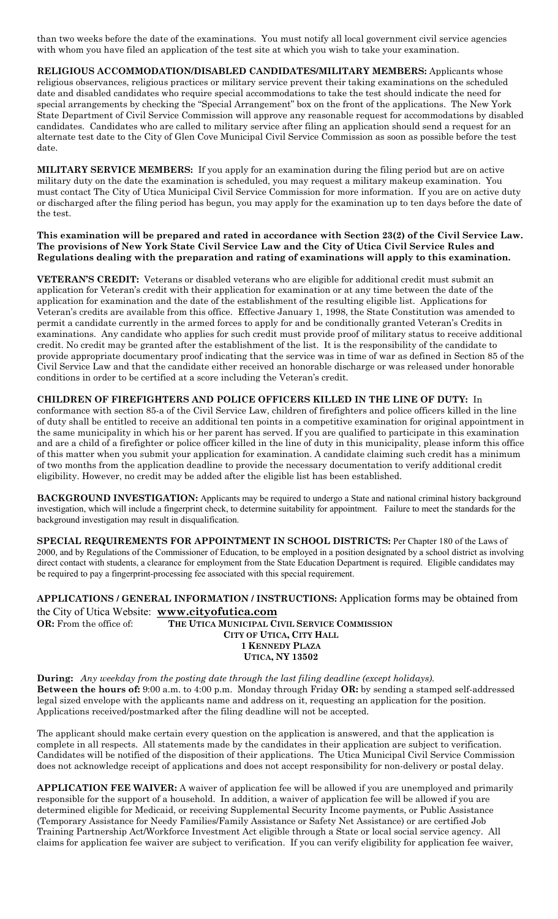than two weeks before the date of the examinations. You must notify all local government civil service agencies with whom you have filed an application of the test site at which you wish to take your examination.

**RELIGIOUS ACCOMMODATION/DISABLED CANDIDATES/MILITARY MEMBERS:** Applicants whose religious observances, religious practices or military service prevent their taking examinations on the scheduled date and disabled candidates who require special accommodations to take the test should indicate the need for special arrangements by checking the "Special Arrangement" box on the front of the applications. The New York State Department of Civil Service Commission will approve any reasonable request for accommodations by disabled candidates. Candidates who are called to military service after filing an application should send a request for an alternate test date to the City of Glen Cove Municipal Civil Service Commission as soon as possible before the test date.

**MILITARY SERVICE MEMBERS:** If you apply for an examination during the filing period but are on active military duty on the date the examination is scheduled, you may request a military makeup examination. You must contact The City of Utica Municipal Civil Service Commission for more information. If you are on active duty or discharged after the filing period has begun, you may apply for the examination up to ten days before the date of the test.

**This examination will be prepared and rated in accordance with Section 23(2) of the Civil Service Law. The provisions of New York State Civil Service Law and the City of Utica Civil Service Rules and Regulations dealing with the preparation and rating of examinations will apply to this examination.**

**VETERAN'S CREDIT:** Veterans or disabled veterans who are eligible for additional credit must submit an application for Veteran's credit with their application for examination or at any time between the date of the application for examination and the date of the establishment of the resulting eligible list. Applications for Veteran's credits are available from this office. Effective January 1, 1998, the State Constitution was amended to permit a candidate currently in the armed forces to apply for and be conditionally granted Veteran's Credits in examinations. Any candidate who applies for such credit must provide proof of military status to receive additional credit. No credit may be granted after the establishment of the list. It is the responsibility of the candidate to provide appropriate documentary proof indicating that the service was in time of war as defined in Section 85 of the Civil Service Law and that the candidate either received an honorable discharge or was released under honorable conditions in order to be certified at a score including the Veteran's credit.

**CHILDREN OF FIREFIGHTERS AND POLICE OFFICERS KILLED IN THE LINE OF DUTY:** In conformance with section 85-a of the Civil Service Law, children of firefighters and police officers killed in the line of duty shall be entitled to receive an additional ten points in a competitive examination for original appointment in the same municipality in which his or her parent has served. If you are qualified to participate in this examination and are a child of a firefighter or police officer killed in the line of duty in this municipality, please inform this office of this matter when you submit your application for examination. A candidate claiming such credit has a minimum of two months from the application deadline to provide the necessary documentation to verify additional credit eligibility. However, no credit may be added after the eligible list has been established.

**BACKGROUND INVESTIGATION:** Applicants may be required to undergo a State and national criminal history background investigation, which will include a fingerprint check, to determine suitability for appointment. Failure to meet the standards for the background investigation may result in disqualification.

**SPECIAL REQUIREMENTS FOR APPOINTMENT IN SCHOOL DISTRICTS:** Per Chapter 180 of the Laws of 2000, and by Regulations of the Commissioner of Education, to be employed in a position designated by a school district as involving direct contact with students, a clearance for employment from the State Education Department is required. Eligible candidates may be required to pay a fingerprint-processing fee associated with this special requirement.

**APPLICATIONS / GENERAL INFORMATION / INSTRUCTIONS:** Application forms may be obtained from the City of Utica Website: **www.cityofutica.com**

**OR:** From the office of: **THE UTICA MUNICIPAL CIVIL SERVICE COMMISSION**
**CITY OF UTICA, CITY HALL**
**1 KENNEDY PLAZA**
**UTICA, NY 13502**

**During:** *Any weekday from the posting date through the last filing deadline (except holidays).*
**Between the hours of:** 9:00 a.m. to 4:00 p.m. Monday through Friday **OR:** by sending a stamped self-addressed legal sized envelope with the applicants name and address on it, requesting an application for the position. Applications received/postmarked after the filing deadline will not be accepted.

The applicant should make certain every question on the application is answered, and that the application is complete in all respects. All statements made by the candidates in their application are subject to verification. Candidates will be notified of the disposition of their applications. The Utica Municipal Civil Service Commission does not acknowledge receipt of applications and does not accept responsibility for non-delivery or postal delay.

**APPLICATION FEE WAIVER:** A waiver of application fee will be allowed if you are unemployed and primarily responsible for the support of a household. In addition, a waiver of application fee will be allowed if you are determined eligible for Medicaid, or receiving Supplemental Security Income payments, or Public Assistance (Temporary Assistance for Needy Families/Family Assistance or Safety Net Assistance) or are certified Job Training Partnership Act/Workforce Investment Act eligible through a State or local social service agency. All claims for application fee waiver are subject to verification. If you can verify eligibility for application fee waiver,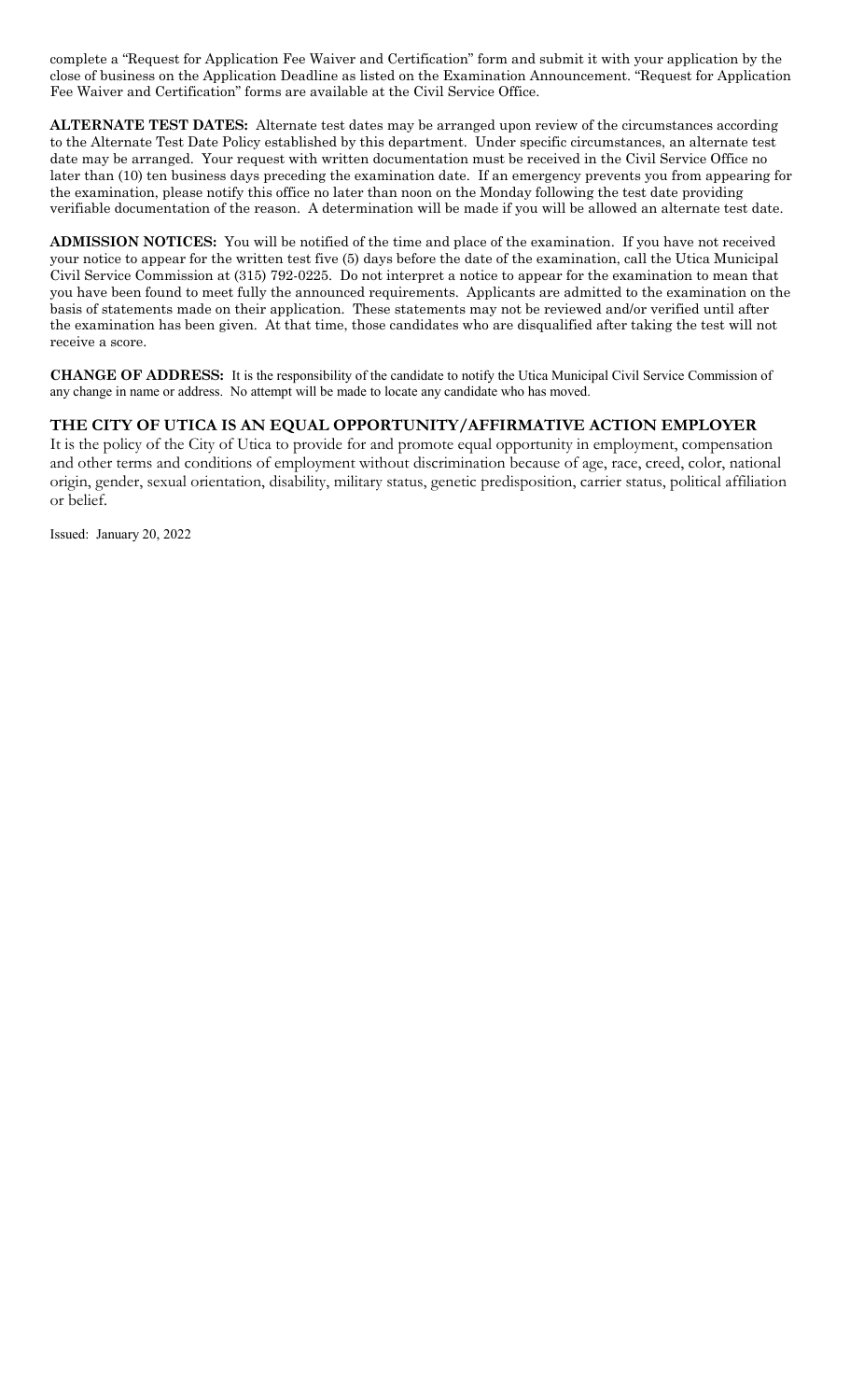complete a "Request for Application Fee Waiver and Certification" form and submit it with your application by the close of business on the Application Deadline as listed on the Examination Announcement. "Request for Application Fee Waiver and Certification" forms are available at the Civil Service Office.

**ALTERNATE TEST DATES:** Alternate test dates may be arranged upon review of the circumstances according to the Alternate Test Date Policy established by this department. Under specific circumstances, an alternate test date may be arranged. Your request with written documentation must be received in the Civil Service Office no later than (10) ten business days preceding the examination date. If an emergency prevents you from appearing for the examination, please notify this office no later than noon on the Monday following the test date providing verifiable documentation of the reason. A determination will be made if you will be allowed an alternate test date.

**ADMISSION NOTICES:** You will be notified of the time and place of the examination. If you have not received your notice to appear for the written test five (5) days before the date of the examination, call the Utica Municipal Civil Service Commission at (315) 792-0225. Do not interpret a notice to appear for the examination to mean that you have been found to meet fully the announced requirements. Applicants are admitted to the examination on the basis of statements made on their application. These statements may not be reviewed and/or verified until after the examination has been given. At that time, those candidates who are disqualified after taking the test will not receive a score.

**CHANGE OF ADDRESS:** It is the responsibility of the candidate to notify the Utica Municipal Civil Service Commission of any change in name or address. No attempt will be made to locate any candidate who has moved.

## THE CITY OF UTICA IS AN EQUAL OPPORTUNITY/AFFIRMATIVE ACTION EMPLOYER

It is the policy of the City of Utica to provide for and promote equal opportunity in employment, compensation and other terms and conditions of employment without discrimination because of age, race, creed, color, national origin, gender, sexual orientation, disability, military status, genetic predisposition, carrier status, political affiliation or belief.

Issued: January 20, 2022